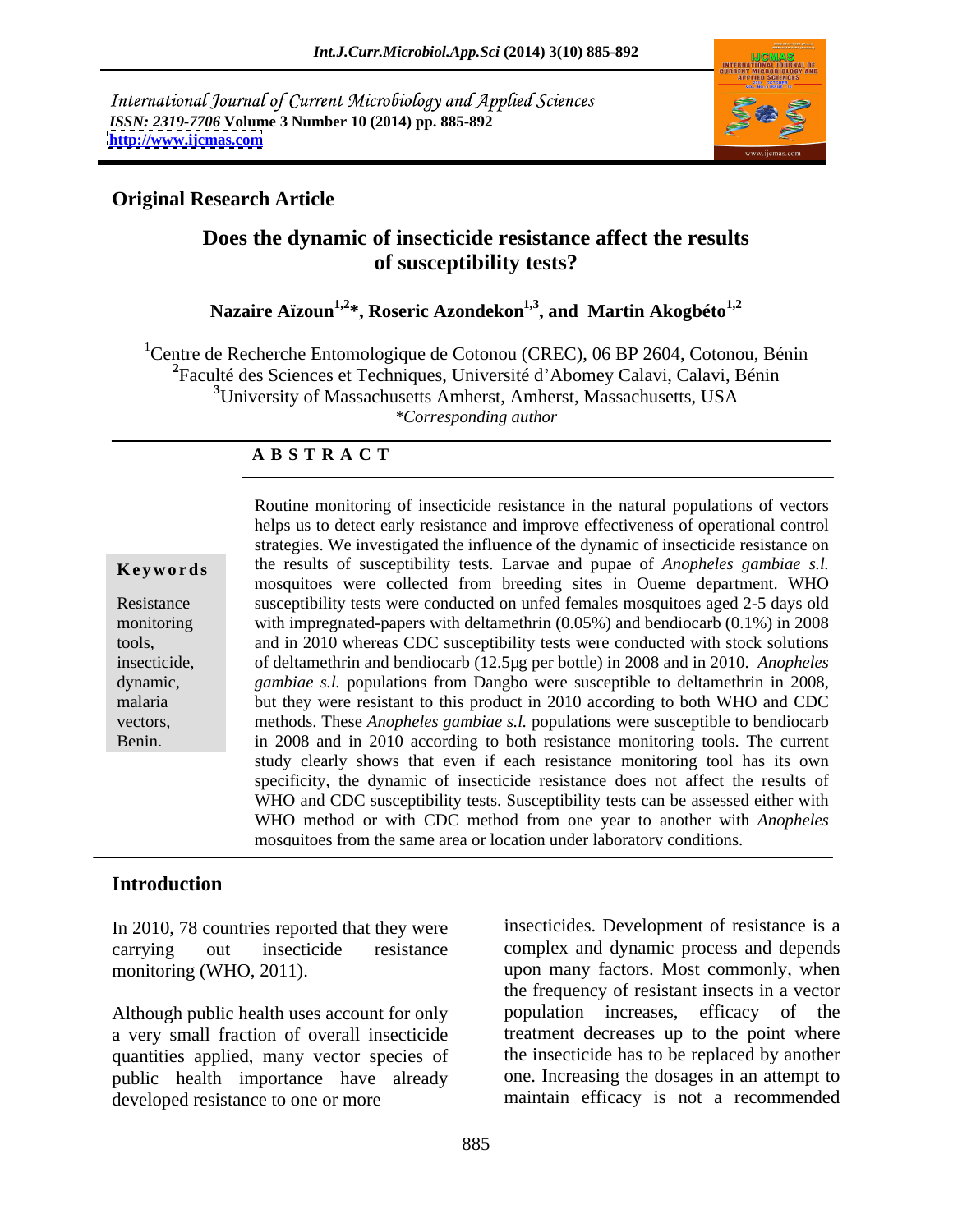International Journal of Current Microbiology and Applied Sciences
*ISSN: 2319-7706* **Volume 3 Number 10 (2014) pp. 885-892**
**http://www.ijcmas.com**

**Original Research Article**

# Does the dynamic of insecticide resistance affect the results of susceptibility tests?

**Nazaire Aïzoun[1,2]*, Roseric Azondekon[1,3], and Martin Akogbéto[1,2]**

[1]Centre de Recherche Entomologique de Cotonou (CREC), 06 BP 2604, Cotonou, Bénin
[2]Faculté des Sciences et Techniques, Université d'Abomey Calavi, Calavi, Bénin
[3]University of Massachusetts Amherst, Amherst, Massachusetts, USA
*\*Corresponding author*

## ABSTRACT

**Keywords**

Resistance monitoring tools, insecticide, dynamic, malaria vectors, Benin.

Routine monitoring of insecticide resistance in the natural populations of vectors helps us to detect early resistance and improve effectiveness of operational control strategies. We investigated the influence of the dynamic of insecticide resistance on the results of susceptibility tests. Larvae and pupae of *Anopheles gambiae s.l.* mosquitoes were collected from breeding sites in Oueme department. WHO susceptibility tests were conducted on unfed females mosquitoes aged 2-5 days old with impregnated-papers with deltamethrin (0.05%) and bendiocarb (0.1%) in 2008 and in 2010 whereas CDC susceptibility tests were conducted with stock solutions of deltamethrin and bendiocarb (12.5µg per bottle) in 2008 and in 2010. *Anopheles gambiae s.l.* populations from Dangbo were susceptible to deltamethrin in 2008, but they were resistant to this product in 2010 according to both WHO and CDC methods. These *Anopheles gambiae s.l.* populations were susceptible to bendiocarb in 2008 and in 2010 according to both resistance monitoring tools. The current study clearly shows that even if each resistance monitoring tool has its own specificity, the dynamic of insecticide resistance does not affect the results of WHO and CDC susceptibility tests. Susceptibility tests can be assessed either with WHO method or with CDC method from one year to another with *Anopheles* mosquitoes from the same area or location under laboratory conditions.

## Introduction

In 2010, 78 countries reported that they were carrying out insecticide resistance monitoring (WHO, 2011).

Although public health uses account for only a very small fraction of overall insecticide quantities applied, many vector species of public health importance have already developed resistance to one or more insecticides. Development of resistance is a complex and dynamic process and depends upon many factors. Most commonly, when the frequency of resistant insects in a vector population increases, efficacy of the treatment decreases up to the point where the insecticide has to be replaced by another one. Increasing the dosages in an attempt to maintain efficacy is not a recommended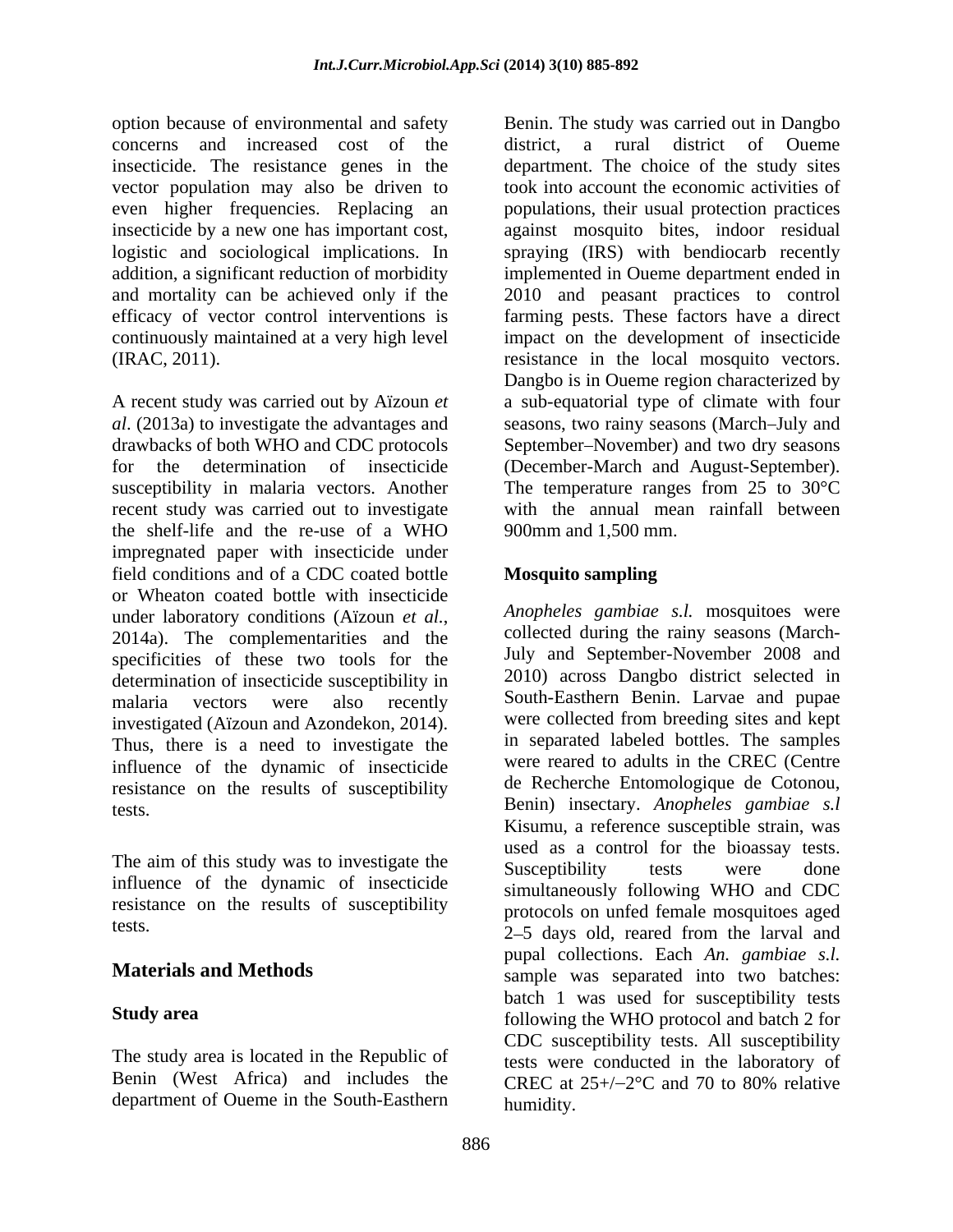option because of environmental and safety concerns and increased cost of the insecticide. The resistance genes in the vector population may also be driven to even higher frequencies. Replacing an insecticide by a new one has important cost, logistic and sociological implications. In addition, a significant reduction of morbidity and mortality can be achieved only if the efficacy of vector control interventions is continuously maintained at a very high level (IRAC, 2011).

A recent study was carried out by Aïzoun *et al*. (2013a) to investigate the advantages and drawbacks of both WHO and CDC protocols for the determination of insecticide susceptibility in malaria vectors. Another recent study was carried out to investigate the shelf-life and the re-use of a WHO impregnated paper with insecticide under field conditions and of a CDC coated bottle or Wheaton coated bottle with insecticide under laboratory conditions (Aïzoun *et al.*, 2014a). The complementarities and the specificities of these two tools for the determination of insecticide susceptibility in malaria vectors were also recently investigated (Aïzoun and Azondekon, 2014). Thus, there is a need to investigate the influence of the dynamic of insecticide resistance on the results of susceptibility tests.

The aim of this study was to investigate the influence of the dynamic of insecticide resistance on the results of susceptibility tests.

## Materials and Methods

### Study area

The study area is located in the Republic of Benin (West Africa) and includes the department of Oueme in the South-Easthern Benin. The study was carried out in Dangbo district, a rural district of Oueme department. The choice of the study sites took into account the economic activities of populations, their usual protection practices against mosquito bites, indoor residual spraying (IRS) with bendiocarb recently implemented in Oueme department ended in 2010 and peasant practices to control farming pests. These factors have a direct impact on the development of insecticide resistance in the local mosquito vectors. Dangbo is in Oueme region characterized by a sub-equatorial type of climate with four seasons, two rainy seasons (March–July and September–November) and two dry seasons (December-March and August-September). The temperature ranges from 25 to 30°C with the annual mean rainfall between 900mm and 1,500 mm.

### Mosquito sampling

*Anopheles gambiae s.l.* mosquitoes were collected during the rainy seasons (March-July and September-November 2008 and 2010) across Dangbo district selected in South-Easthern Benin. Larvae and pupae were collected from breeding sites and kept in separated labeled bottles. The samples were reared to adults in the CREC (Centre de Recherche Entomologique de Cotonou, Benin) insectary. *Anopheles gambiae s.l* Kisumu, a reference susceptible strain, was used as a control for the bioassay tests. Susceptibility tests were done simultaneously following WHO and CDC protocols on unfed female mosquitoes aged 2–5 days old, reared from the larval and pupal collections. Each *An. gambiae s.l.* sample was separated into two batches: batch 1 was used for susceptibility tests following the WHO protocol and batch 2 for CDC susceptibility tests. All susceptibility tests were conducted in the laboratory of CREC at 25+/–2°C and 70 to 80% relative humidity.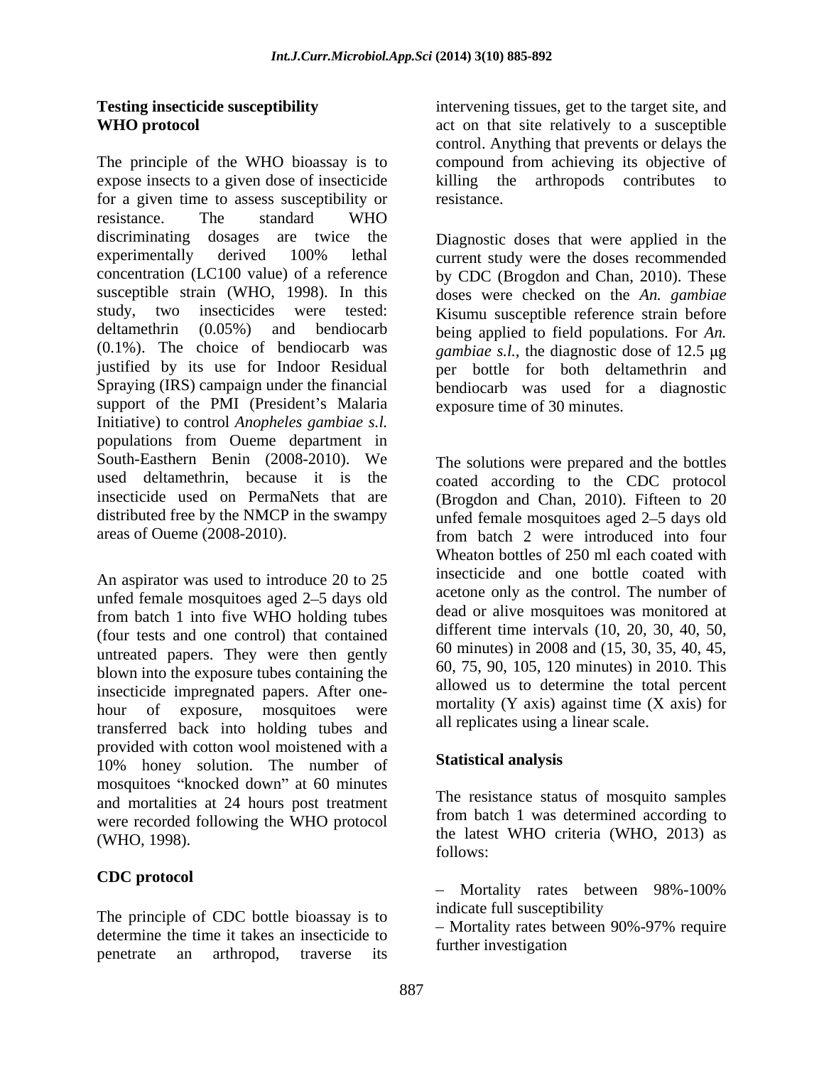## Testing insecticide susceptibility

### WHO protocol

The principle of the WHO bioassay is to expose insects to a given dose of insecticide for a given time to assess susceptibility or resistance. The standard WHO discriminating dosages are twice the experimentally derived 100% lethal concentration (LC100 value) of a reference susceptible strain (WHO, 1998). In this study, two insecticides were tested: deltamethrin (0.05%) and bendiocarb (0.1%). The choice of bendiocarb was justified by its use for Indoor Residual Spraying (IRS) campaign under the financial support of the PMI (President's Malaria Initiative) to control *Anopheles gambiae s.l.* populations from Oueme department in South-Easthern Benin (2008-2010). We used deltamethrin, because it is the insecticide used on PermaNets that are distributed free by the NMCP in the swampy areas of Oueme (2008-2010).

An aspirator was used to introduce 20 to 25 unfed female mosquitoes aged 2–5 days old from batch 1 into five WHO holding tubes (four tests and one control) that contained untreated papers. They were then gently blown into the exposure tubes containing the insecticide impregnated papers. After one-hour of exposure, mosquitoes were transferred back into holding tubes and provided with cotton wool moistened with a 10% honey solution. The number of mosquitoes "knocked down" at 60 minutes and mortalities at 24 hours post treatment were recorded following the WHO protocol (WHO, 1998).

### CDC protocol

The principle of CDC bottle bioassay is to determine the time it takes an insecticide to penetrate an arthropod, traverse its intervening tissues, get to the target site, and act on that site relatively to a susceptible control. Anything that prevents or delays the compound from achieving its objective of killing the arthropods contributes to resistance.

Diagnostic doses that were applied in the current study were the doses recommended by CDC (Brogdon and Chan, 2010). These doses were checked on the *An. gambiae* Kisumu susceptible reference strain before being applied to field populations. For *An. gambiae s.l.*, the diagnostic dose of 12.5 μg per bottle for both deltamethrin and bendiocarb was used for a diagnostic exposure time of 30 minutes.

The solutions were prepared and the bottles coated according to the CDC protocol (Brogdon and Chan, 2010). Fifteen to 20 unfed female mosquitoes aged 2–5 days old from batch 2 were introduced into four Wheaton bottles of 250 ml each coated with insecticide and one bottle coated with acetone only as the control. The number of dead or alive mosquitoes was monitored at different time intervals (10, 20, 30, 40, 50, 60 minutes) in 2008 and (15, 30, 35, 40, 45, 60, 75, 90, 105, 120 minutes) in 2010. This allowed us to determine the total percent mortality (Y axis) against time (X axis) for all replicates using a linear scale.

### Statistical analysis

The resistance status of mosquito samples from batch 1 was determined according to the latest WHO criteria (WHO, 2013) as follows:

- Mortality rates between 98%-100% indicate full susceptibility
- Mortality rates between 90%-97% require further investigation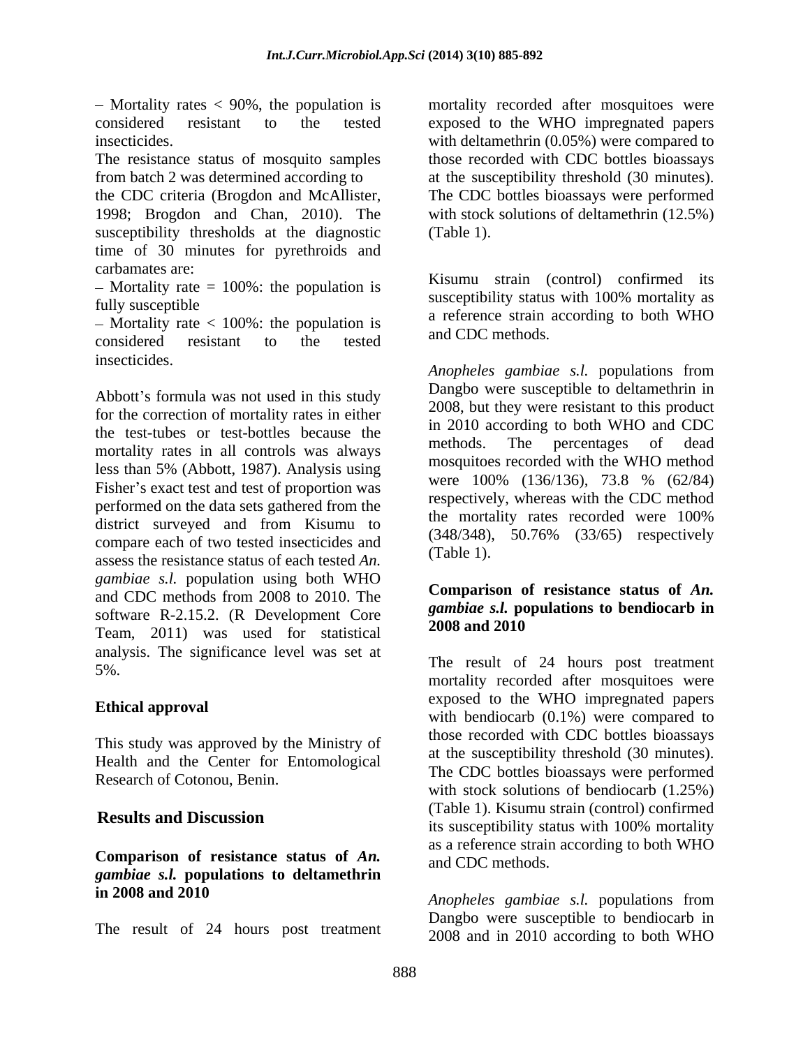– Mortality rates < 90%, the population is considered resistant to the tested insecticides.

The resistance status of mosquito samples from batch 2 was determined according to the CDC criteria (Brogdon and McAllister, 1998; Brogdon and Chan, 2010). The susceptibility thresholds at the diagnostic time of 30 minutes for pyrethroids and carbamates are:

– Mortality rate = 100%: the population is fully susceptible

– Mortality rate < 100%: the population is considered resistant to the tested insecticides.

Abbott's formula was not used in this study for the correction of mortality rates in either the test-tubes or test-bottles because the mortality rates in all controls was always less than 5% (Abbott, 1987). Analysis using Fisher's exact test and test of proportion was performed on the data sets gathered from the district surveyed and from Kisumu to compare each of two tested insecticides and assess the resistance status of each tested *An. gambiae s.l.* population using both WHO and CDC methods from 2008 to 2010. The software R-2.15.2. (R Development Core Team, 2011) was used for statistical analysis. The significance level was set at 5%.

### Ethical approval

This study was approved by the Ministry of Health and the Center for Entomological Research of Cotonou, Benin.

## Results and Discussion

### Comparison of resistance status of *An. gambiae s.l.* populations to deltamethrin in 2008 and 2010

The result of 24 hours post treatment mortality recorded after mosquitoes were exposed to the WHO impregnated papers with deltamethrin (0.05%) were compared to those recorded with CDC bottles bioassays at the susceptibility threshold (30 minutes). The CDC bottles bioassays were performed with stock solutions of deltamethrin (12.5%) (Table 1).

Kisumu strain (control) confirmed its susceptibility status with 100% mortality as a reference strain according to both WHO and CDC methods.

*Anopheles gambiae s.l.* populations from Dangbo were susceptible to deltamethrin in 2008, but they were resistant to this product in 2010 according to both WHO and CDC methods. The percentages of dead mosquitoes recorded with the WHO method were 100% (136/136), 73.8 % (62/84) respectively, whereas with the CDC method the mortality rates recorded were 100% (348/348), 50.76% (33/65) respectively (Table 1).

### Comparison of resistance status of *An. gambiae s.l.* populations to bendiocarb in 2008 and 2010

The result of 24 hours post treatment mortality recorded after mosquitoes were exposed to the WHO impregnated papers with bendiocarb (0.1%) were compared to those recorded with CDC bottles bioassays at the susceptibility threshold (30 minutes). The CDC bottles bioassays were performed with stock solutions of bendiocarb (1.25%) (Table 1). Kisumu strain (control) confirmed its susceptibility status with 100% mortality as a reference strain according to both WHO and CDC methods.

*Anopheles gambiae s.l.* populations from Dangbo were susceptible to bendiocarb in 2008 and in 2010 according to both WHO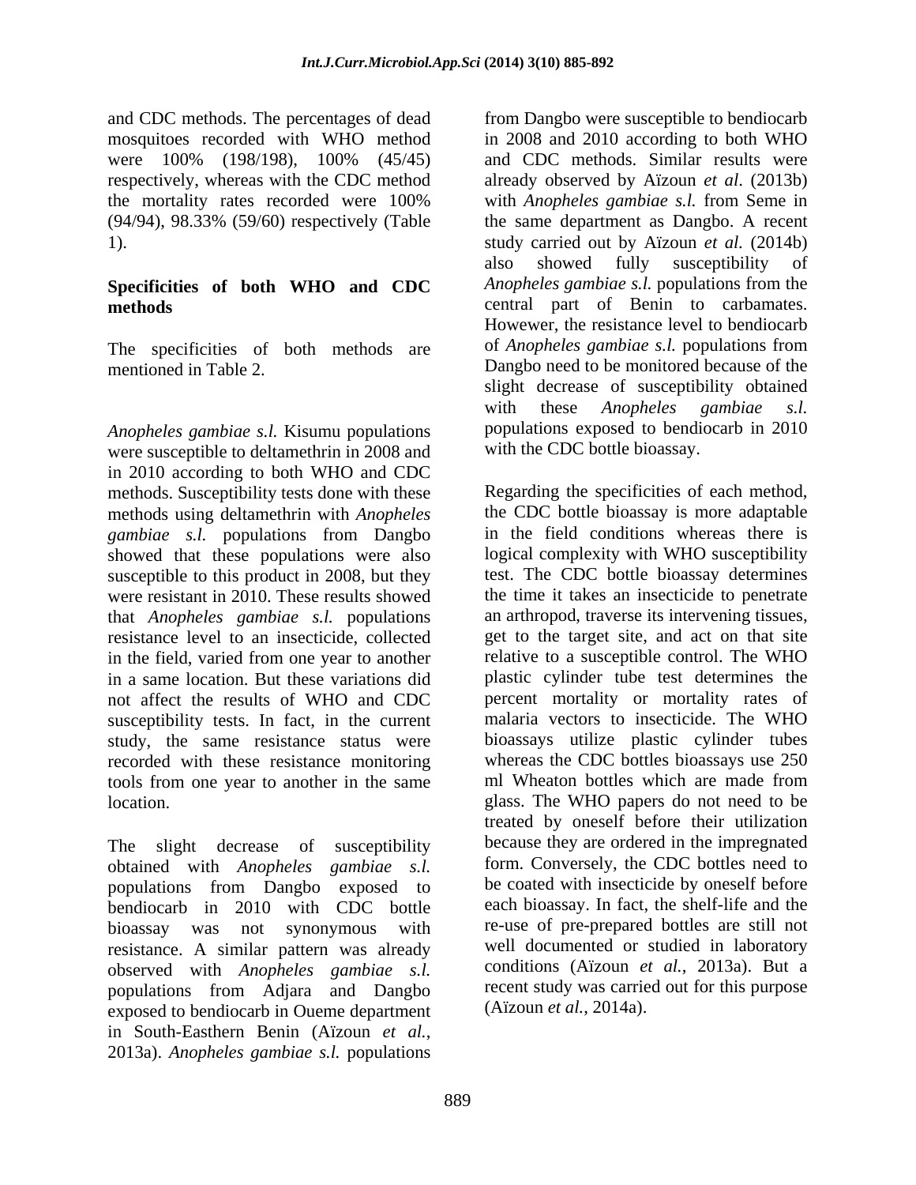and CDC methods. The percentages of dead mosquitoes recorded with WHO method were 100% (198/198), 100% (45/45) respectively, whereas with the CDC method the mortality rates recorded were 100% (94/94), 98.33% (59/60) respectively (Table 1).

**Specificities of both WHO and CDC methods**

The specificities of both methods are mentioned in Table 2.

*Anopheles gambiae s.l.* Kisumu populations were susceptible to deltamethrin in 2008 and in 2010 according to both WHO and CDC methods. Susceptibility tests done with these methods using deltamethrin with *Anopheles gambiae s.l.* populations from Dangbo showed that these populations were also susceptible to this product in 2008, but they were resistant in 2010. These results showed that *Anopheles gambiae s.l.* populations resistance level to an insecticide, collected in the field, varied from one year to another in a same location. But these variations did not affect the results of WHO and CDC susceptibility tests. In fact, in the current study, the same resistance status were recorded with these resistance monitoring tools from one year to another in the same location.

The slight decrease of susceptibility obtained with *Anopheles gambiae s.l.* populations from Dangbo exposed to bendiocarb in 2010 with CDC bottle bioassay was not synonymous with resistance. A similar pattern was already observed with *Anopheles gambiae s.l.* populations from Adjara and Dangbo exposed to bendiocarb in Oueme department in South-Easthern Benin (Aïzoun *et al.*, 2013a). *Anopheles gambiae s.l.* populations from Dangbo were susceptible to bendiocarb in 2008 and 2010 according to both WHO and CDC methods. Similar results were already observed by Aïzoun *et al*. (2013b) with *Anopheles gambiae s.l.* from Seme in the same department as Dangbo. A recent study carried out by Aïzoun *et al.* (2014b) also showed fully susceptibility of *Anopheles gambiae s.l.* populations from the central part of Benin to carbamates. However, the resistance level to bendiocarb of *Anopheles gambiae s.l.* populations from Dangbo need to be monitored because of the slight decrease of susceptibility obtained with these *Anopheles gambiae s.l.* populations exposed to bendiocarb in 2010 with the CDC bottle bioassay.

Regarding the specificities of each method, the CDC bottle bioassay is more adaptable in the field conditions whereas there is logical complexity with WHO susceptibility test. The CDC bottle bioassay determines the time it takes an insecticide to penetrate an arthropod, traverse its intervening tissues, get to the target site, and act on that site relative to a susceptible control. The WHO plastic cylinder tube test determines the percent mortality or mortality rates of malaria vectors to insecticide. The WHO bioassays utilize plastic cylinder tubes whereas the CDC bottles bioassays use 250 ml Wheaton bottles which are made from glass. The WHO papers do not need to be treated by oneself before their utilization because they are ordered in the impregnated form. Conversely, the CDC bottles need to be coated with insecticide by oneself before each bioassay. In fact, the shelf-life and the re-use of pre-prepared bottles are still not well documented or studied in laboratory conditions (Aïzoun *et al.*, 2013a). But a recent study was carried out for this purpose (Aïzoun *et al.*, 2014a).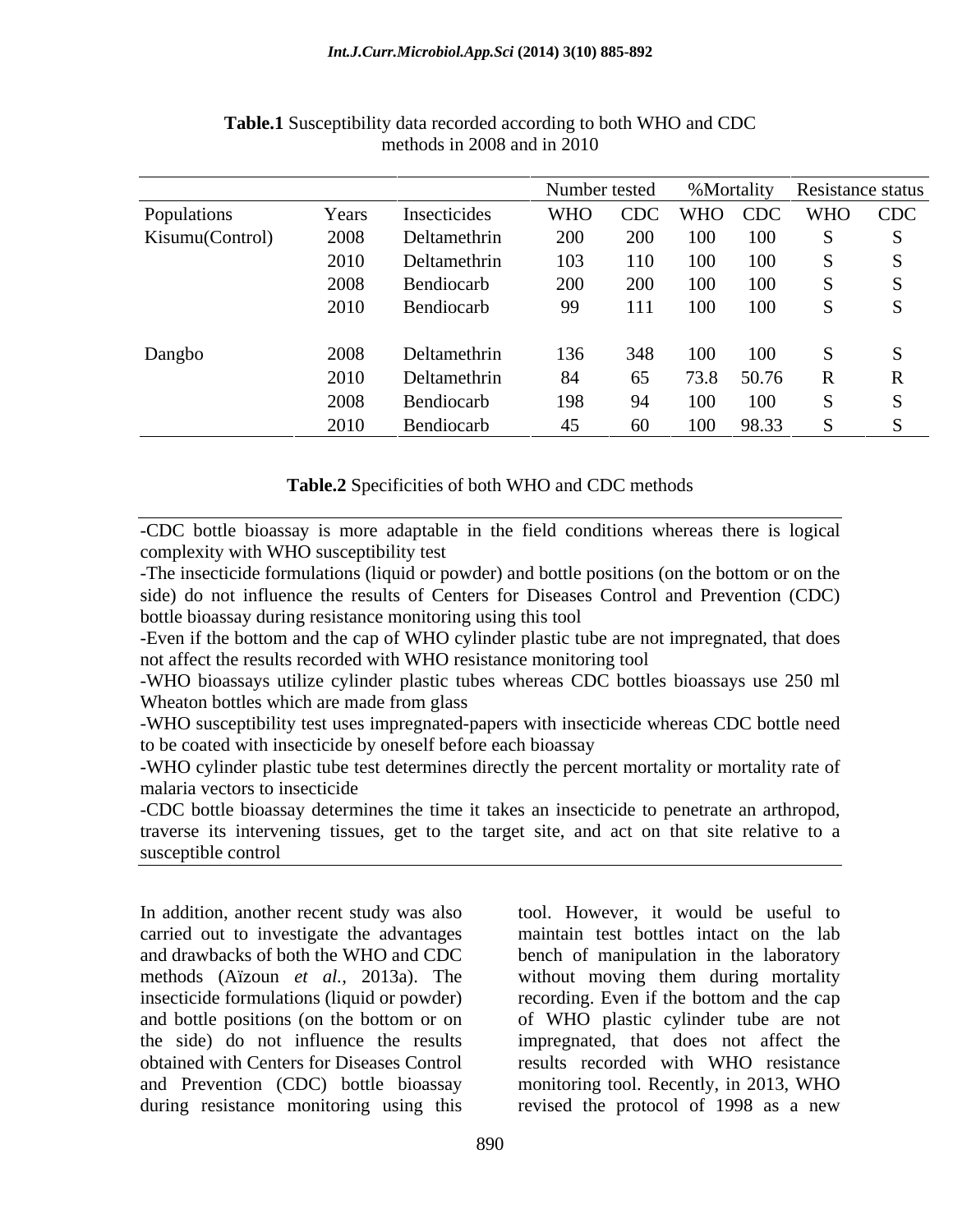**Table.1** Susceptibility data recorded according to both WHO and CDC methods in 2008 and in 2010

| | | | Number tested | | %Mortality | | Resistance status | |
|---|---|---|---|---|---|---|---|---|
| Populations | Years | Insecticides | WHO | CDC | WHO | CDC | WHO | CDC |
| Kisumu(Control) | 2008 | Deltamethrin | 200 | 200 | 100 | 100 | S | S |
| | 2010 | Deltamethrin | 103 | 110 | 100 | 100 | S | S |
| | 2008 | Bendiocarb | 200 | 200 | 100 | 100 | S | S |
| | 2010 | Bendiocarb | 99 | 111 | 100 | 100 | S | S |
| Dangbo | 2008 | Deltamethrin | 136 | 348 | 100 | 100 | S | S |
| | 2010 | Deltamethrin | 84 | 65 | 73.8 | 50.76 | R | R |
| | 2008 | Bendiocarb | 198 | 94 | 100 | 100 | S | S |
| | 2010 | Bendiocarb | 45 | 60 | 100 | 98.33 | S | S |

**Table.2** Specificities of both WHO and CDC methods

-CDC bottle bioassay is more adaptable in the field conditions whereas there is logical complexity with WHO susceptibility test

-The insecticide formulations (liquid or powder) and bottle positions (on the bottom or on the side) do not influence the results of Centers for Diseases Control and Prevention (CDC) bottle bioassay during resistance monitoring using this tool

-Even if the bottom and the cap of WHO cylinder plastic tube are not impregnated, that does not affect the results recorded with WHO resistance monitoring tool

-WHO bioassays utilize cylinder plastic tubes whereas CDC bottles bioassays use 250 ml Wheaton bottles which are made from glass

-WHO susceptibility test uses impregnated-papers with insecticide whereas CDC bottle need to be coated with insecticide by oneself before each bioassay

-WHO cylinder plastic tube test determines directly the percent mortality or mortality rate of malaria vectors to insecticide

-CDC bottle bioassay determines the time it takes an insecticide to penetrate an arthropod, traverse its intervening tissues, get to the target site, and act on that site relative to a susceptible control

In addition, another recent study was also carried out to investigate the advantages and drawbacks of both the WHO and CDC methods (Aïzoun *et al.*, 2013a). The insecticide formulations (liquid or powder) and bottle positions (on the bottom or on the side) do not influence the results obtained with Centers for Diseases Control and Prevention (CDC) bottle bioassay during resistance monitoring using this tool. However, it would be useful to maintain test bottles intact on the lab bench of manipulation in the laboratory without moving them during mortality recording. Even if the bottom and the cap of WHO plastic cylinder tube are not impregnated, that does not affect the results recorded with WHO resistance monitoring tool. Recently, in 2013, WHO revised the protocol of 1998 as a new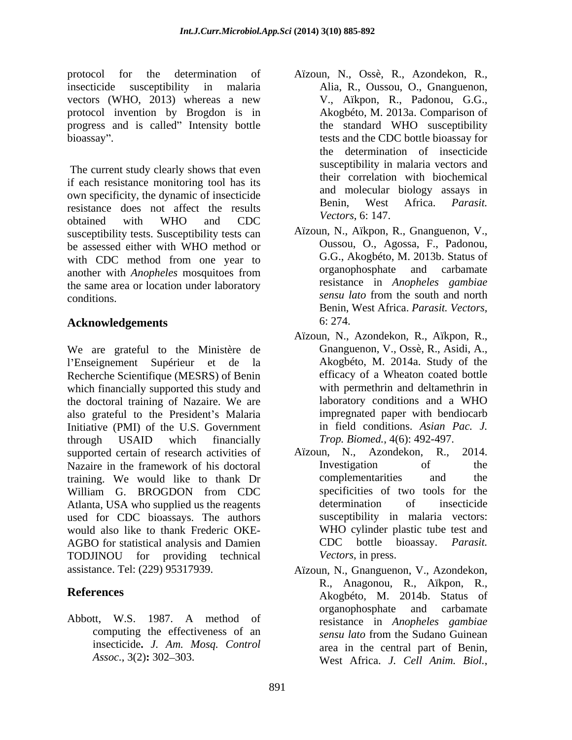protocol for the determination of insecticide susceptibility in malaria vectors (WHO, 2013) whereas a new protocol invention by Brogdon is in progress and is called" Intensity bottle bioassay".

The current study clearly shows that even if each resistance monitoring tool has its own specificity, the dynamic of insecticide resistance does not affect the results obtained with WHO and CDC susceptibility tests. Susceptibility tests can be assessed either with WHO method or with CDC method from one year to another with *Anopheles* mosquitoes from the same area or location under laboratory conditions.

## Acknowledgements

We are grateful to the Ministère de l'Enseignement Supérieur et de la Recherche Scientifique (MESRS) of Benin which financially supported this study and the doctoral training of Nazaire. We are also grateful to the President's Malaria Initiative (PMI) of the U.S. Government through USAID which financially supported certain of research activities of Nazaire in the framework of his doctoral training. We would like to thank Dr William G. BROGDON from CDC Atlanta, USA who supplied us the reagents used for CDC bioassays. The authors would also like to thank Frederic OKE-AGBO for statistical analysis and Damien TODJINOU for providing technical assistance. Tel: (229) 95317939.

## References

Abbott, W.S. 1987. A method of computing the effectiveness of an insecticide**.** *J. Am. Mosq. Control Assoc.*, 3(2)**:** 302–303.

Aïzoun, N., Ossè, R., Azondekon, R., Alia, R., Oussou, O., Gnanguenon, V., Aïkpon, R., Padonou, G.G., Akogbéto, M. 2013a. Comparison of the standard WHO susceptibility tests and the CDC bottle bioassay for the determination of insecticide susceptibility in malaria vectors and their correlation with biochemical and molecular biology assays in Benin, West Africa. *Parasit. Vectors*, 6: 147.

Aïzoun, N., Aïkpon, R., Gnanguenon, V., Oussou, O., Agossa, F., Padonou, G.G., Akogbéto, M. 2013b. Status of organophosphate and carbamate resistance in *Anopheles gambiae sensu lato* from the south and north Benin, West Africa. *Parasit. Vectors*, 6: 274.

Aïzoun, N., Azondekon, R., Aïkpon, R., Gnanguenon, V., Ossè, R., Asidi, A., Akogbéto, M. 2014a. Study of the efficacy of a Wheaton coated bottle with permethrin and deltamethrin in laboratory conditions and a WHO impregnated paper with bendiocarb in field conditions. *Asian Pac. J. Trop. Biomed.*, 4(6): 492-497.

Aïzoun, N., Azondekon, R., 2014. Investigation of the complementarities and the specificities of two tools for the determination of insecticide susceptibility in malaria vectors: WHO cylinder plastic tube test and CDC bottle bioassay. *Parasit. Vectors*, in press.

Aïzoun, N., Gnanguenon, V., Azondekon, R., Anagonou, R., Aïkpon, R., Akogbéto, M. 2014b. Status of organophosphate and carbamate resistance in *Anopheles gambiae sensu lato* from the Sudano Guinean area in the central part of Benin, West Africa. *J. Cell Anim. Biol.*,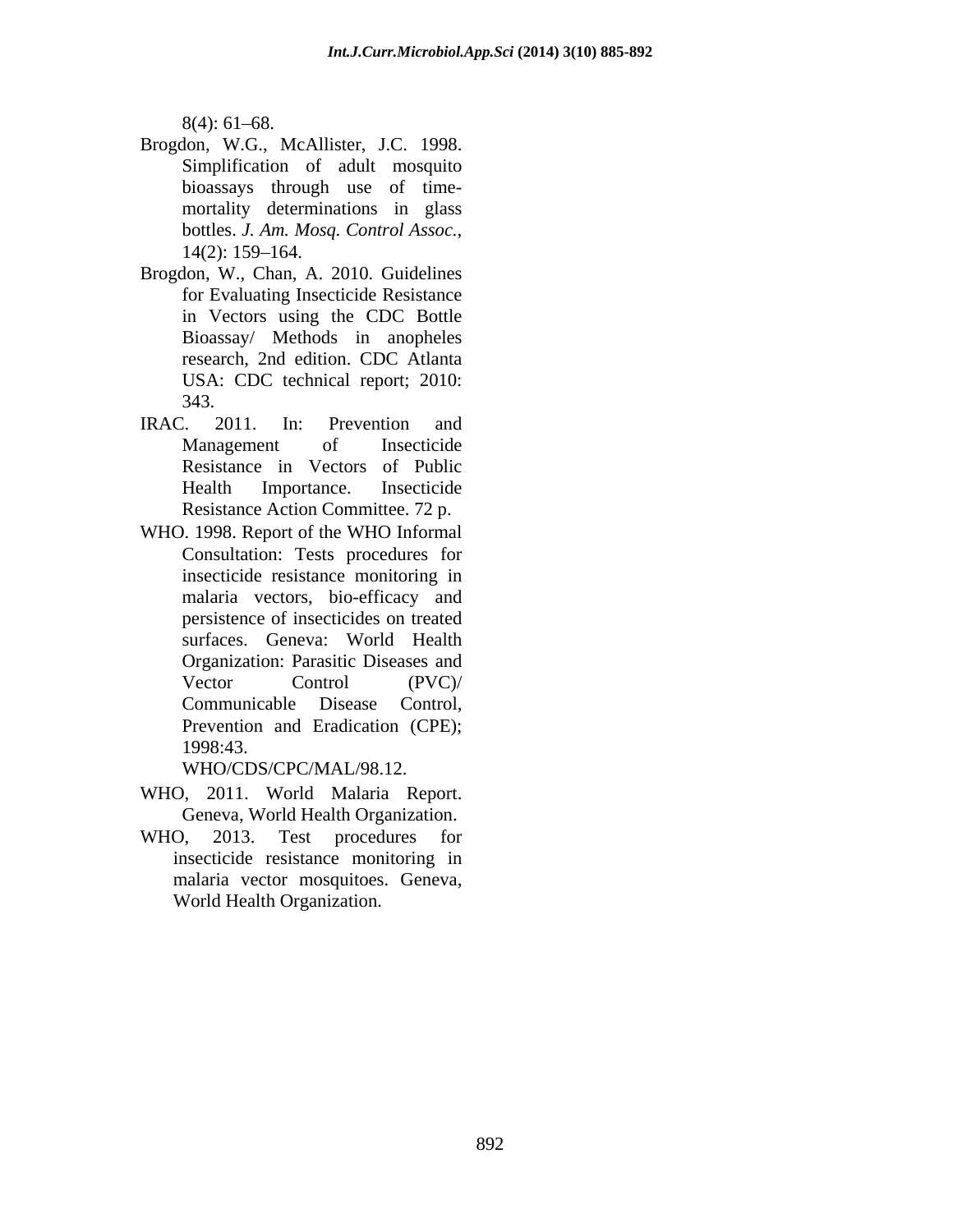8(4): 61–68.

Brogdon, W.G., McAllister, J.C. 1998. Simplification of adult mosquito bioassays through use of time-mortality determinations in glass bottles. *J. Am. Mosq. Control Assoc.*, 14(2): 159–164.

Brogdon, W., Chan, A. 2010. Guidelines for Evaluating Insecticide Resistance in Vectors using the CDC Bottle Bioassay/ Methods in anopheles research, 2nd edition. CDC Atlanta USA: CDC technical report; 2010: 343.

IRAC. 2011. In: Prevention and Management of Insecticide Resistance in Vectors of Public Health Importance. Insecticide Resistance Action Committee. 72 p.

WHO. 1998. Report of the WHO Informal Consultation: Tests procedures for insecticide resistance monitoring in malaria vectors, bio-efficacy and persistence of insecticides on treated surfaces. Geneva: World Health Organization: Parasitic Diseases and Vector Control (PVC)/ Communicable Disease Control, Prevention and Eradication (CPE); 1998:43. WHO/CDS/CPC/MAL/98.12.

WHO, 2011. World Malaria Report. Geneva, World Health Organization.

WHO, 2013. Test procedures for insecticide resistance monitoring in malaria vector mosquitoes. Geneva, World Health Organization.